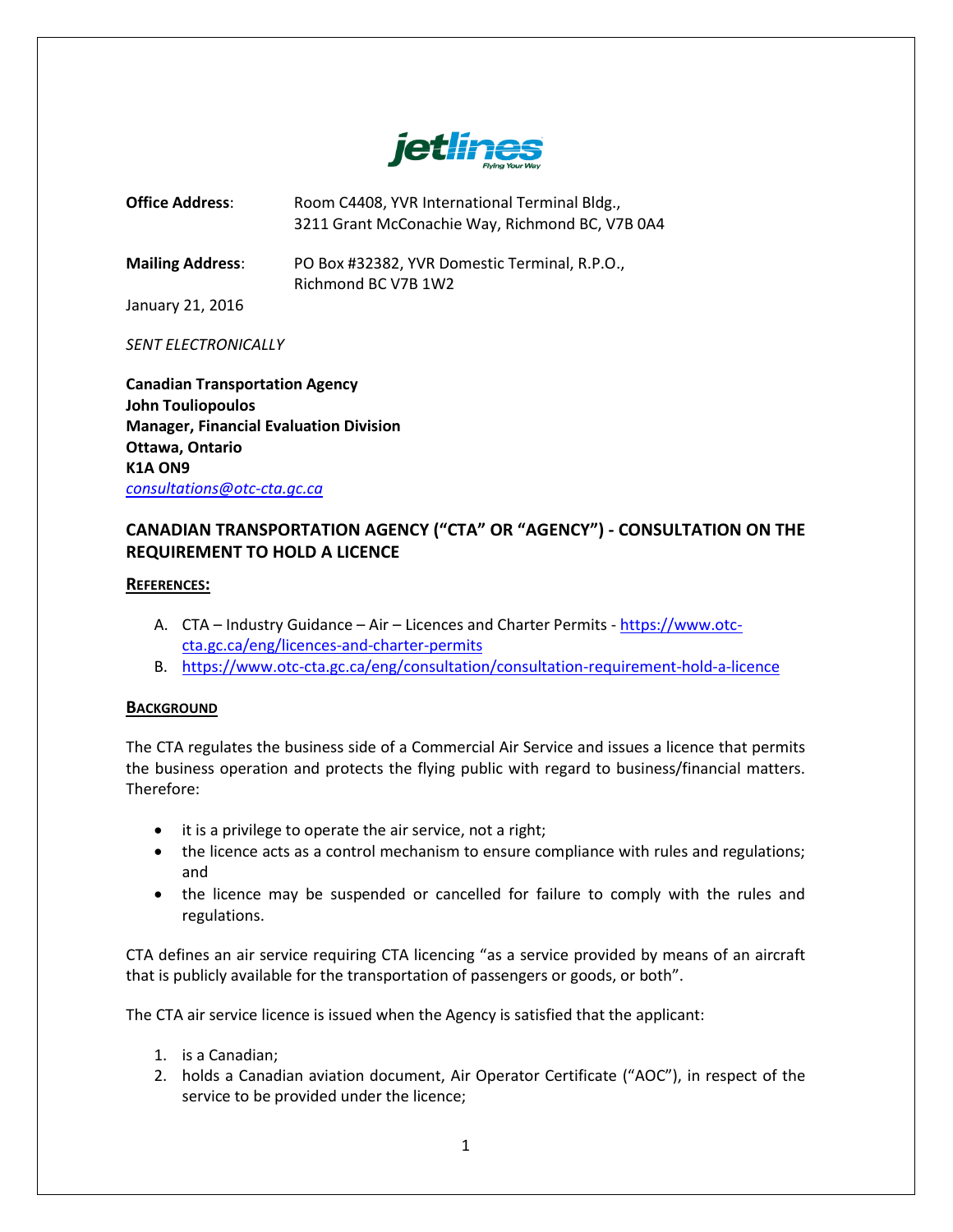**Office Address**: Room C4408, YVR International Terminal Bldg., 3211 Grant McConachie Way, Richmond BC, V7B 0A4

**Mailing Address**: PO Box #32382, YVR Domestic Terminal, R.P.O., Richmond BC V7B 1W2

January 21, 2016

*SENT ELECTRONICALLY*

**Canadian Transportation Agency**
**John Touliopoulos**
**Manager, Financial Evaluation Division**
**Ottawa, Ontario**
**K1A ON9**
*consultations@otc-cta.gc.ca*

## CANADIAN TRANSPORTATION AGENCY ("CTA" OR "AGENCY") - CONSULTATION ON THE REQUIREMENT TO HOLD A LICENCE

### REFERENCES:

A. CTA – Industry Guidance – Air – Licences and Charter Permits - https://www.otc-cta.gc.ca/eng/licences-and-charter-permits
B. https://www.otc-cta.gc.ca/eng/consultation/consultation-requirement-hold-a-licence

### BACKGROUND

The CTA regulates the business side of a Commercial Air Service and issues a licence that permits the business operation and protects the flying public with regard to business/financial matters. Therefore:

- it is a privilege to operate the air service, not a right;
- the licence acts as a control mechanism to ensure compliance with rules and regulations; and
- the licence may be suspended or cancelled for failure to comply with the rules and regulations.

CTA defines an air service requiring CTA licencing "as a service provided by means of an aircraft that is publicly available for the transportation of passengers or goods, or both".

The CTA air service licence is issued when the Agency is satisfied that the applicant:

1. is a Canadian;
2. holds a Canadian aviation document, Air Operator Certificate ("AOC"), in respect of the service to be provided under the licence;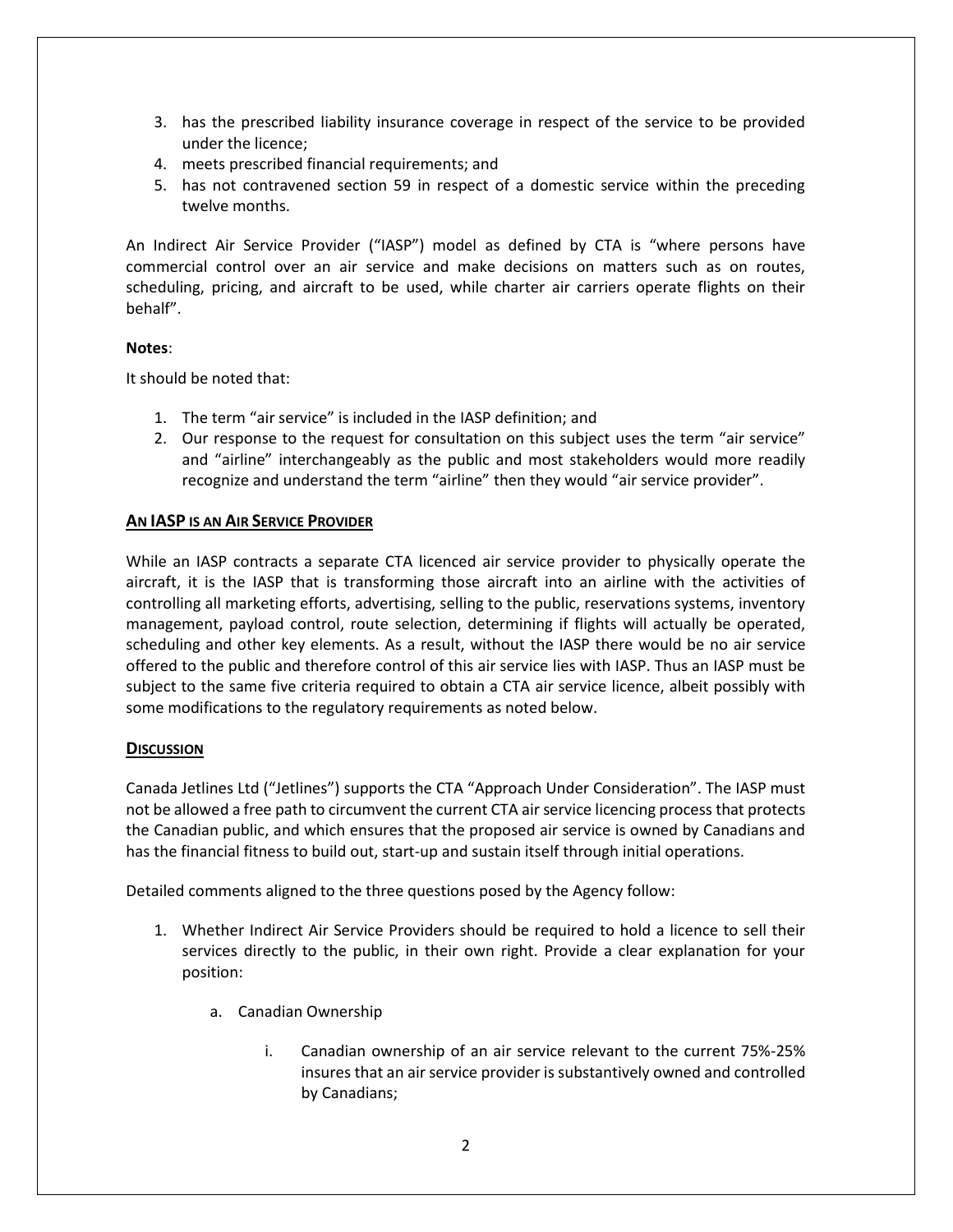3. has the prescribed liability insurance coverage in respect of the service to be provided under the licence;
4. meets prescribed financial requirements; and
5. has not contravened section 59 in respect of a domestic service within the preceding twelve months.

An Indirect Air Service Provider ("IASP") model as defined by CTA is "where persons have commercial control over an air service and make decisions on matters such as on routes, scheduling, pricing, and aircraft to be used, while charter air carriers operate flights on their behalf".

**Notes**:

It should be noted that:

1. The term "air service" is included in the IASP definition; and
2. Our response to the request for consultation on this subject uses the term "air service" and "airline" interchangeably as the public and most stakeholders would more readily recognize and understand the term "airline" then they would "air service provider".

## AN IASP IS AN AIR SERVICE PROVIDER

While an IASP contracts a separate CTA licenced air service provider to physically operate the aircraft, it is the IASP that is transforming those aircraft into an airline with the activities of controlling all marketing efforts, advertising, selling to the public, reservations systems, inventory management, payload control, route selection, determining if flights will actually be operated, scheduling and other key elements. As a result, without the IASP there would be no air service offered to the public and therefore control of this air service lies with IASP. Thus an IASP must be subject to the same five criteria required to obtain a CTA air service licence, albeit possibly with some modifications to the regulatory requirements as noted below.

## DISCUSSION

Canada Jetlines Ltd ("Jetlines") supports the CTA "Approach Under Consideration". The IASP must not be allowed a free path to circumvent the current CTA air service licencing process that protects the Canadian public, and which ensures that the proposed air service is owned by Canadians and has the financial fitness to build out, start-up and sustain itself through initial operations.

Detailed comments aligned to the three questions posed by the Agency follow:

1. Whether Indirect Air Service Providers should be required to hold a licence to sell their services directly to the public, in their own right. Provide a clear explanation for your position:

   a. Canadian Ownership

      i. Canadian ownership of an air service relevant to the current 75%-25% insures that an air service provider is substantively owned and controlled by Canadians;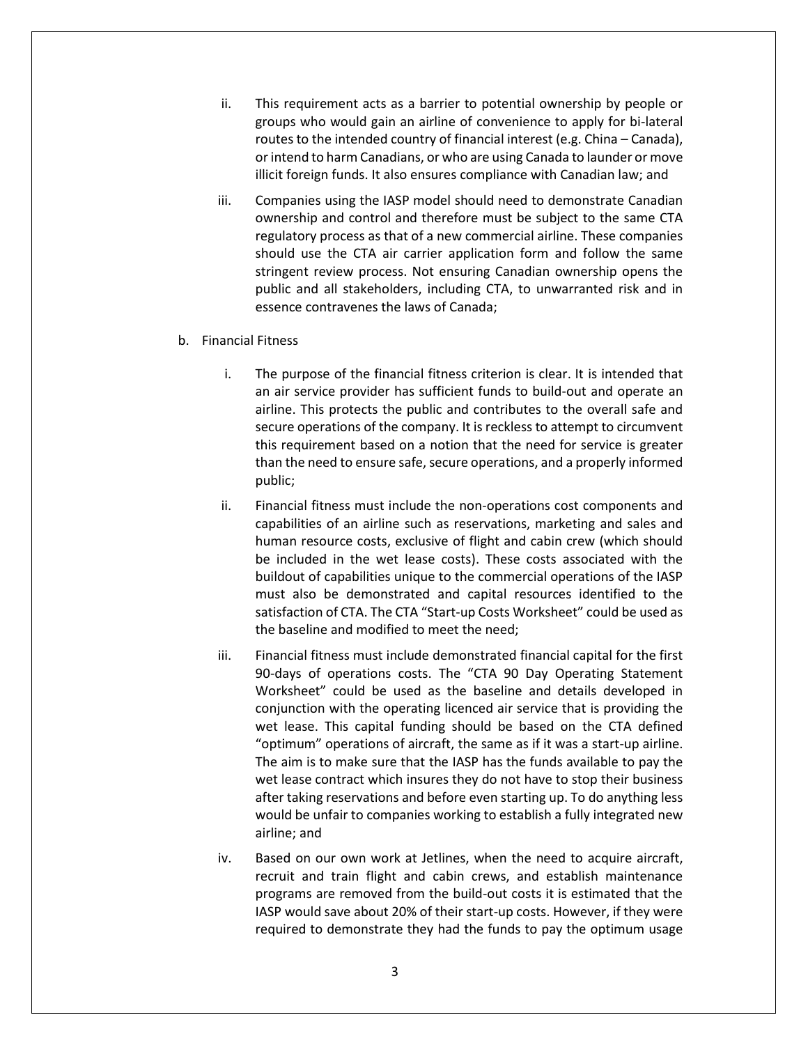ii. This requirement acts as a barrier to potential ownership by people or groups who would gain an airline of convenience to apply for bi-lateral routes to the intended country of financial interest (e.g. China – Canada), or intend to harm Canadians, or who are using Canada to launder or move illicit foreign funds. It also ensures compliance with Canadian law; and

iii. Companies using the IASP model should need to demonstrate Canadian ownership and control and therefore must be subject to the same CTA regulatory process as that of a new commercial airline. These companies should use the CTA air carrier application form and follow the same stringent review process. Not ensuring Canadian ownership opens the public and all stakeholders, including CTA, to unwarranted risk and in essence contravenes the laws of Canada;

b. Financial Fitness

i. The purpose of the financial fitness criterion is clear. It is intended that an air service provider has sufficient funds to build-out and operate an airline. This protects the public and contributes to the overall safe and secure operations of the company. It is reckless to attempt to circumvent this requirement based on a notion that the need for service is greater than the need to ensure safe, secure operations, and a properly informed public;

ii. Financial fitness must include the non-operations cost components and capabilities of an airline such as reservations, marketing and sales and human resource costs, exclusive of flight and cabin crew (which should be included in the wet lease costs). These costs associated with the buildout of capabilities unique to the commercial operations of the IASP must also be demonstrated and capital resources identified to the satisfaction of CTA. The CTA "Start-up Costs Worksheet" could be used as the baseline and modified to meet the need;

iii. Financial fitness must include demonstrated financial capital for the first 90-days of operations costs. The "CTA 90 Day Operating Statement Worksheet" could be used as the baseline and details developed in conjunction with the operating licenced air service that is providing the wet lease. This capital funding should be based on the CTA defined "optimum" operations of aircraft, the same as if it was a start-up airline. The aim is to make sure that the IASP has the funds available to pay the wet lease contract which insures they do not have to stop their business after taking reservations and before even starting up. To do anything less would be unfair to companies working to establish a fully integrated new airline; and

iv. Based on our own work at Jetlines, when the need to acquire aircraft, recruit and train flight and cabin crews, and establish maintenance programs are removed from the build-out costs it is estimated that the IASP would save about 20% of their start-up costs. However, if they were required to demonstrate they had the funds to pay the optimum usage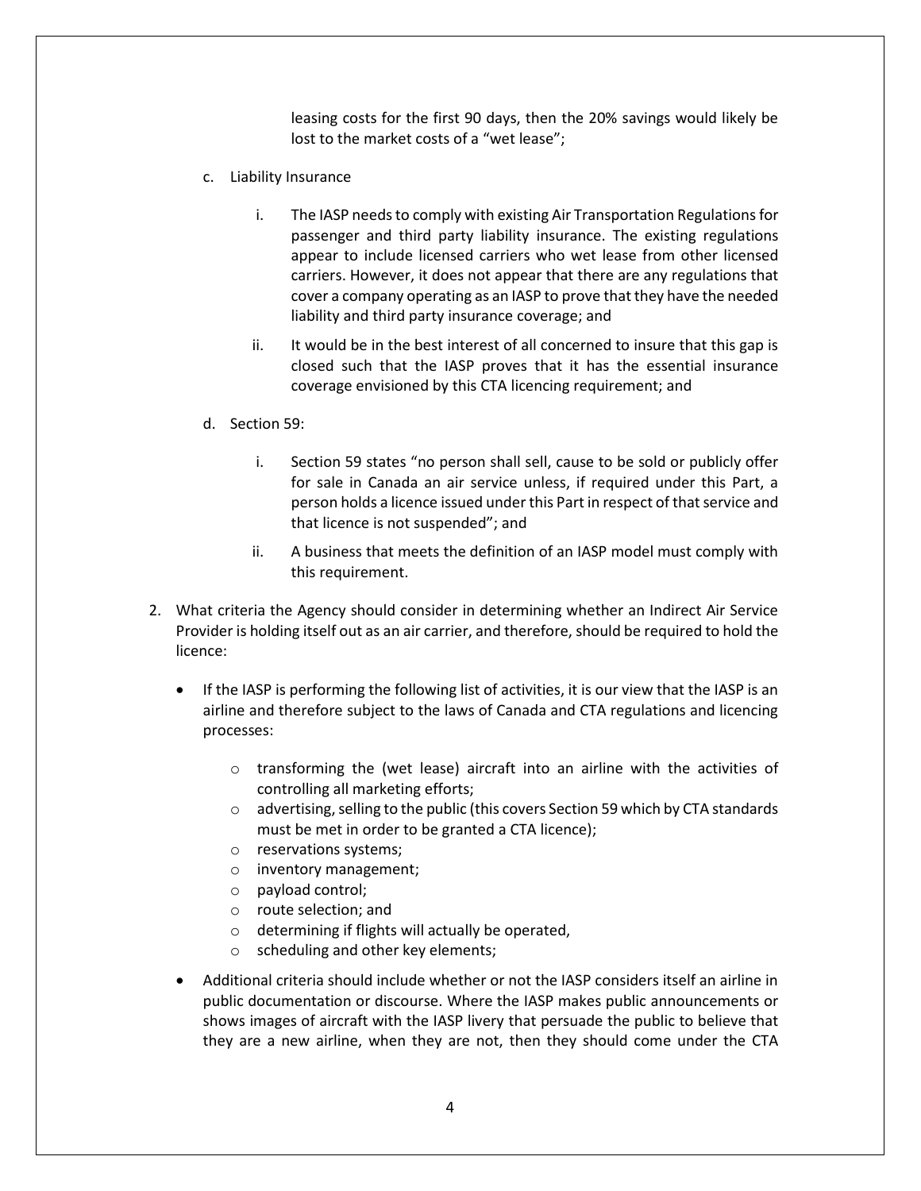leasing costs for the first 90 days, then the 20% savings would likely be lost to the market costs of a "wet lease";

c. Liability Insurance

   i. The IASP needs to comply with existing Air Transportation Regulations for passenger and third party liability insurance. The existing regulations appear to include licensed carriers who wet lease from other licensed carriers. However, it does not appear that there are any regulations that cover a company operating as an IASP to prove that they have the needed liability and third party insurance coverage; and

   ii. It would be in the best interest of all concerned to insure that this gap is closed such that the IASP proves that it has the essential insurance coverage envisioned by this CTA licencing requirement; and

d. Section 59:

   i. Section 59 states "no person shall sell, cause to be sold or publicly offer for sale in Canada an air service unless, if required under this Part, a person holds a licence issued under this Part in respect of that service and that licence is not suspended"; and

   ii. A business that meets the definition of an IASP model must comply with this requirement.

2. What criteria the Agency should consider in determining whether an Indirect Air Service Provider is holding itself out as an air carrier, and therefore, should be required to hold the licence:

   - If the IASP is performing the following list of activities, it is our view that the IASP is an airline and therefore subject to the laws of Canada and CTA regulations and licencing processes:
     - transforming the (wet lease) aircraft into an airline with the activities of controlling all marketing efforts;
     - advertising, selling to the public (this covers Section 59 which by CTA standards must be met in order to be granted a CTA licence);
     - reservations systems;
     - inventory management;
     - payload control;
     - route selection; and
     - determining if flights will actually be operated,
     - scheduling and other key elements;
   - Additional criteria should include whether or not the IASP considers itself an airline in public documentation or discourse. Where the IASP makes public announcements or shows images of aircraft with the IASP livery that persuade the public to believe that they are a new airline, when they are not, then they should come under the CTA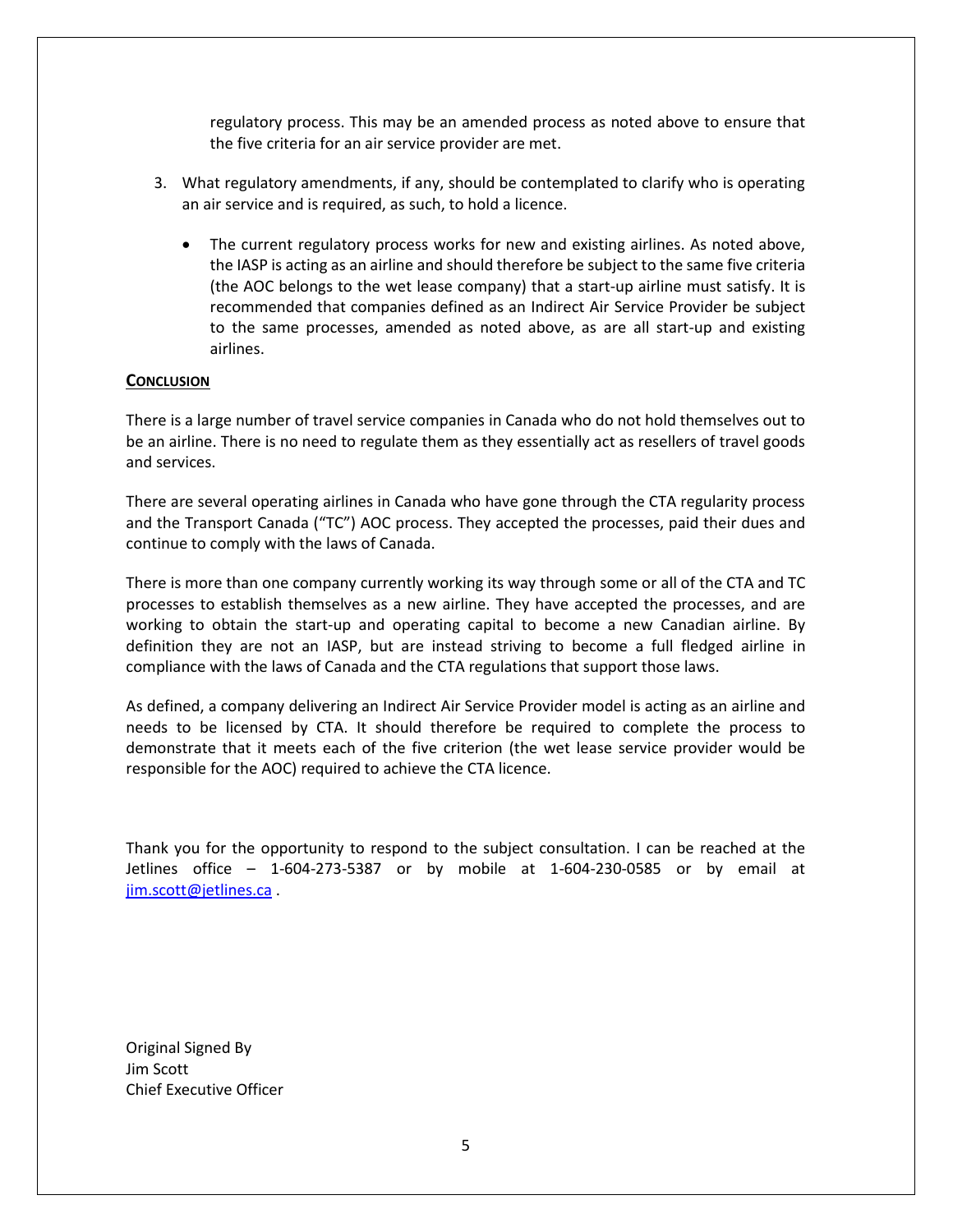regulatory process. This may be an amended process as noted above to ensure that the five criteria for an air service provider are met.

3. What regulatory amendments, if any, should be contemplated to clarify who is operating an air service and is required, as such, to hold a licence.

   - The current regulatory process works for new and existing airlines. As noted above, the IASP is acting as an airline and should therefore be subject to the same five criteria (the AOC belongs to the wet lease company) that a start-up airline must satisfy. It is recommended that companies defined as an Indirect Air Service Provider be subject to the same processes, amended as noted above, as are all start-up and existing airlines.

**CONCLUSION**

There is a large number of travel service companies in Canada who do not hold themselves out to be an airline. There is no need to regulate them as they essentially act as resellers of travel goods and services.

There are several operating airlines in Canada who have gone through the CTA regularity process and the Transport Canada ("TC") AOC process. They accepted the processes, paid their dues and continue to comply with the laws of Canada.

There is more than one company currently working its way through some or all of the CTA and TC processes to establish themselves as a new airline. They have accepted the processes, and are working to obtain the start-up and operating capital to become a new Canadian airline. By definition they are not an IASP, but are instead striving to become a full fledged airline in compliance with the laws of Canada and the CTA regulations that support those laws.

As defined, a company delivering an Indirect Air Service Provider model is acting as an airline and needs to be licensed by CTA. It should therefore be required to complete the process to demonstrate that it meets each of the five criterion (the wet lease service provider would be responsible for the AOC) required to achieve the CTA licence.

Thank you for the opportunity to respond to the subject consultation. I can be reached at the Jetlines office – 1-604-273-5387 or by mobile at 1-604-230-0585 or by email at jim.scott@jetlines.ca .

Original Signed By
Jim Scott
Chief Executive Officer